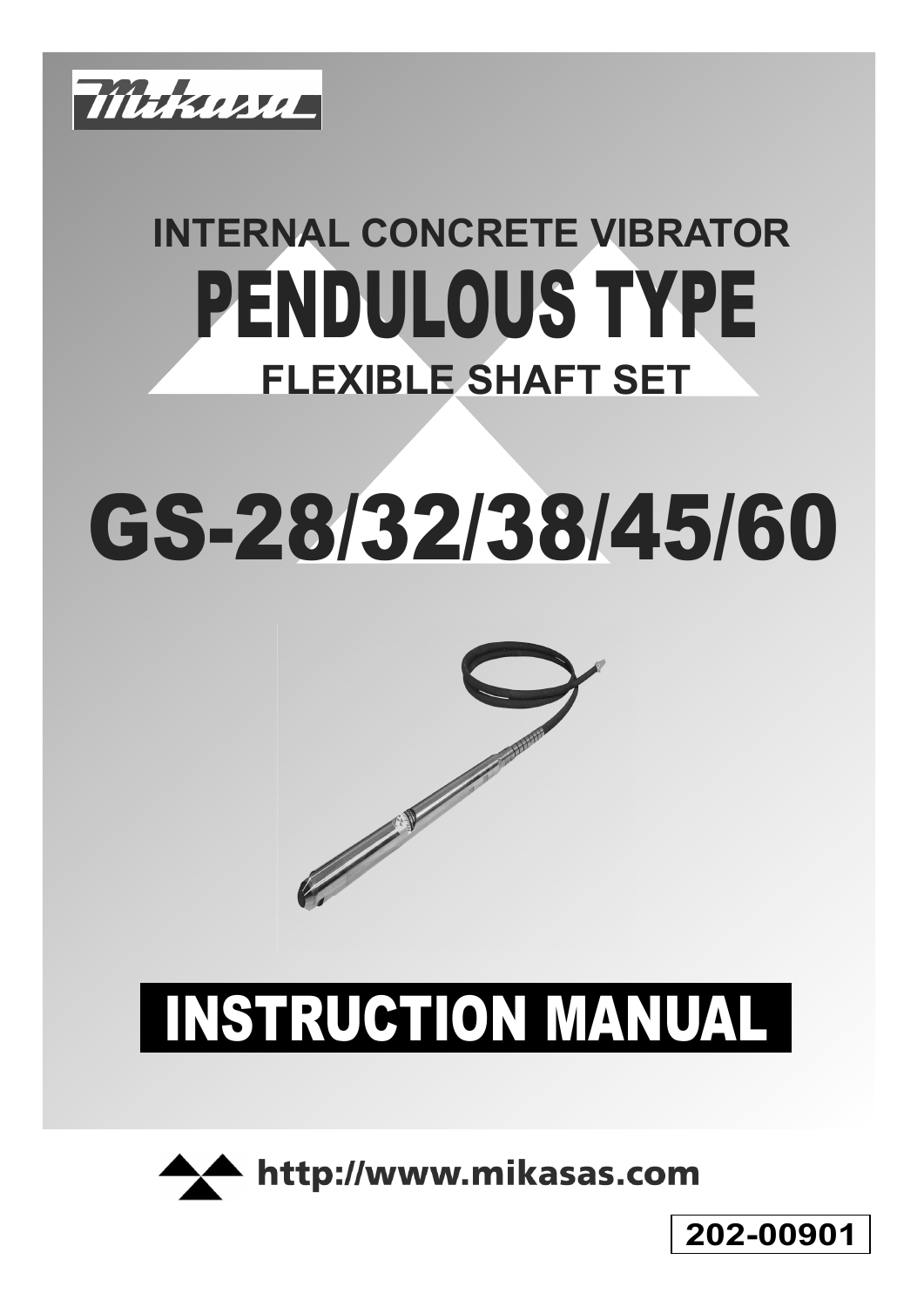Mikasa

# INTERNAL CONCRETE VIBRATOR

# PENDULOUS TYPE

## FLEXIBLE SHAFT SET

# GS-28/32/38/45/60

# INSTRUCTION MANUAL

http://www.mikasas.com

202-00901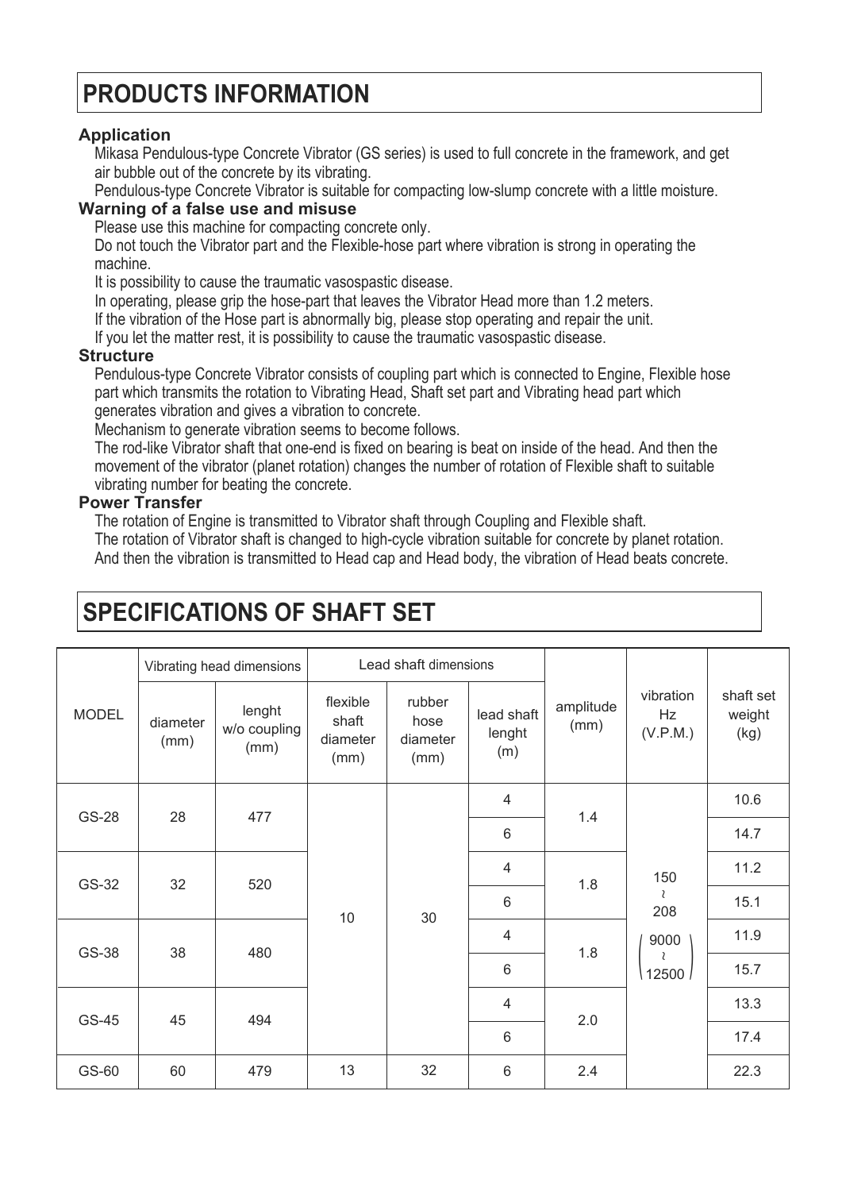# PRODUCTS INFORMATION

### Application

Mikasa Pendulous-type Concrete Vibrator (GS series) is used to full concrete in the framework, and get air bubble out of the concrete by its vibrating.

Pendulous-type Concrete Vibrator is suitable for compacting low-slump concrete with a little moisture.

### Warning of a false use and misuse

Please use this machine for compacting concrete only.

Do not touch the Vibrator part and the Flexible-hose part where vibration is strong in operating the machine.

It is possibility to cause the traumatic vasospastic disease.

In operating, please grip the hose-part that leaves the Vibrator Head more than 1.2 meters.

If the vibration of the Hose part is abnormally big, please stop operating and repair the unit.

If you let the matter rest, it is possibility to cause the traumatic vasospastic disease.

### Structure

Pendulous-type Concrete Vibrator consists of coupling part which is connected to Engine, Flexible hose part which transmits the rotation to Vibrating Head, Shaft set part and Vibrating head part which generates vibration and gives a vibration to concrete.

Mechanism to generate vibration seems to become follows.

The rod-like Vibrator shaft that one-end is fixed on bearing is beat on inside of the head. And then the movement of the vibrator (planet rotation) changes the number of rotation of Flexible shaft to suitable vibrating number for beating the concrete.

### Power Transfer

The rotation of Engine is transmitted to Vibrator shaft through Coupling and Flexible shaft.

The rotation of Vibrator shaft is changed to high-cycle vibration suitable for concrete by planet rotation.

And then the vibration is transmitted to Head cap and Head body, the vibration of Head beats concrete.

# SPECIFICATIONS OF SHAFT SET

| MODEL | Vibrating head dimensions | | Lead shaft dimensions | | | amplitude (mm) | vibration Hz (V.P.M.) | shaft set weight (kg) |
|---|---|---|---|---|---|---|---|---|
| | diameter (mm) | lenght w/o coupling (mm) | flexible shaft diameter (mm) | rubber hose diameter (mm) | lead shaft lenght (m) | | | |
| GS-28 | 28 | 477 | 10 | 30 | 4 | 1.4 | 150 ~ 208 (9000 ~ 12500) | 10.6 |
| | | | | | 6 | | | 14.7 |
| GS-32 | 32 | 520 | | | 4 | 1.8 | | 11.2 |
| | | | | | 6 | | | 15.1 |
| GS-38 | 38 | 480 | | | 4 | 1.8 | | 11.9 |
| | | | | | 6 | | | 15.7 |
| GS-45 | 45 | 494 | | | 4 | 2.0 | | 13.3 |
| | | | | | 6 | | | 17.4 |
| GS-60 | 60 | 479 | 13 | 32 | 6 | 2.4 | | 22.3 |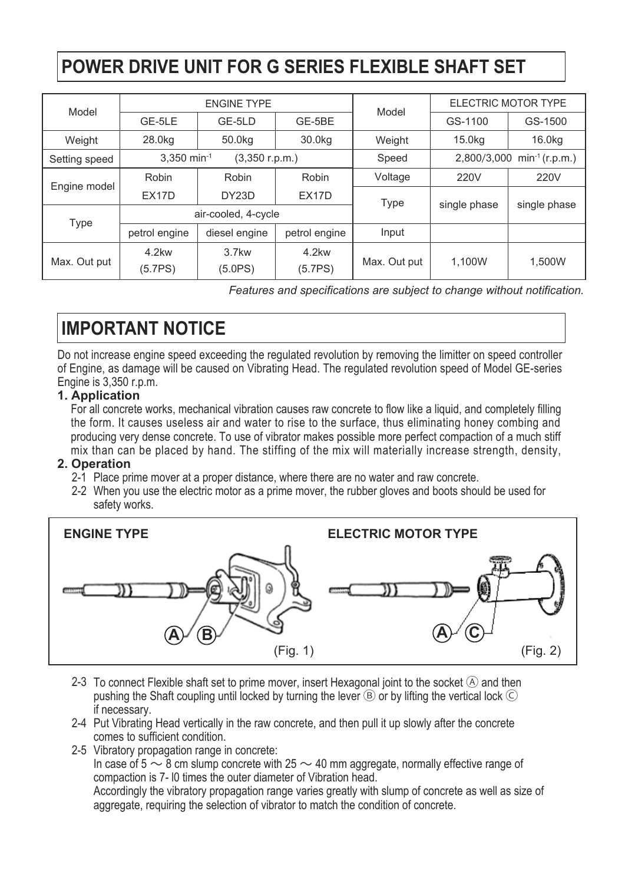## POWER DRIVE UNIT FOR G SERIES FLEXIBLE SHAFT SET

| Model | ENGINE TYPE | | | Model | ELECTRIC MOTOR TYPE | |
|---|---|---|---|---|---|---|
| | GE-5LE | GE-5LD | GE-5BE | | GS-1100 | GS-1500 |
| Weight | 28.0kg | 50.0kg | 30.0kg | Weight | 15.0kg | 16.0kg |
| Setting speed | $3{,}350\ min^{-1}$ (3,350 r.p.m.) | | | Speed | $2{,}800/3{,}000\ min^{-1}$ (r.p.m.) | |
| Engine model | Robin EX17D | Robin DY23D | Robin EX17D | Voltage | 220V | 220V |
| | | | | Type | single phase | single phase |
| Type | air-cooled, 4-cycle | | | | | |
| | petrol engine | diesel engine | petrol engine | Input | | |
| Max. Out put | 4.2kw (5.7PS) | 3.7kw (5.0PS) | 4.2kw (5.7PS) | Max. Out put | 1,100W | 1,500W |

*Features and specifications are subject to change without notification.*

## IMPORTANT NOTICE

Do not increase engine speed exceeding the regulated revolution by removing the limitter on speed controller of Engine, as damage will be caused on Vibrating Head. The regulated revolution speed of Model GE-series Engine is 3,350 r.p.m.

### 1. Application

For all concrete works, mechanical vibration causes raw concrete to flow like a liquid, and completely filling the form. It causes useless air and water to rise to the surface, thus eliminating honey combing and producing very dense concrete. To use of vibrator makes possible more perfect compaction of a much stiff mix than can be placed by hand. The stiffing of the mix will materially increase strength, density,

### 2. Operation

2-1 Place prime mover at a proper distance, where there are no water and raw concrete.

2-2 When you use the electric motor as a prime mover, the rubber gloves and boots should be used for safety works.

ENGINE TYPE — A, B (Fig. 1)

ELECTRIC MOTOR TYPE — A, C (Fig. 2)

2-3 To connect Flexible shaft set to prime mover, insert Hexagonal joint to the socket Ⓐ and then pushing the Shaft coupling until locked by turning the lever Ⓑ or by lifting the vertical lock Ⓒ if necessary.

2-4 Put Vibrating Head vertically in the raw concrete, and then pull it up slowly after the concrete comes to sufficient condition.

2-5 Vibratory propagation range in concrete:
In case of 5 ～ 8 cm slump concrete with 25 ～ 40 mm aggregate, normally effective range of compaction is 7- l0 times the outer diameter of Vibration head.
Accordingly the vibratory propagation range varies greatly with slump of concrete as well as size of aggregate, requiring the selection of vibrator to match the condition of concrete.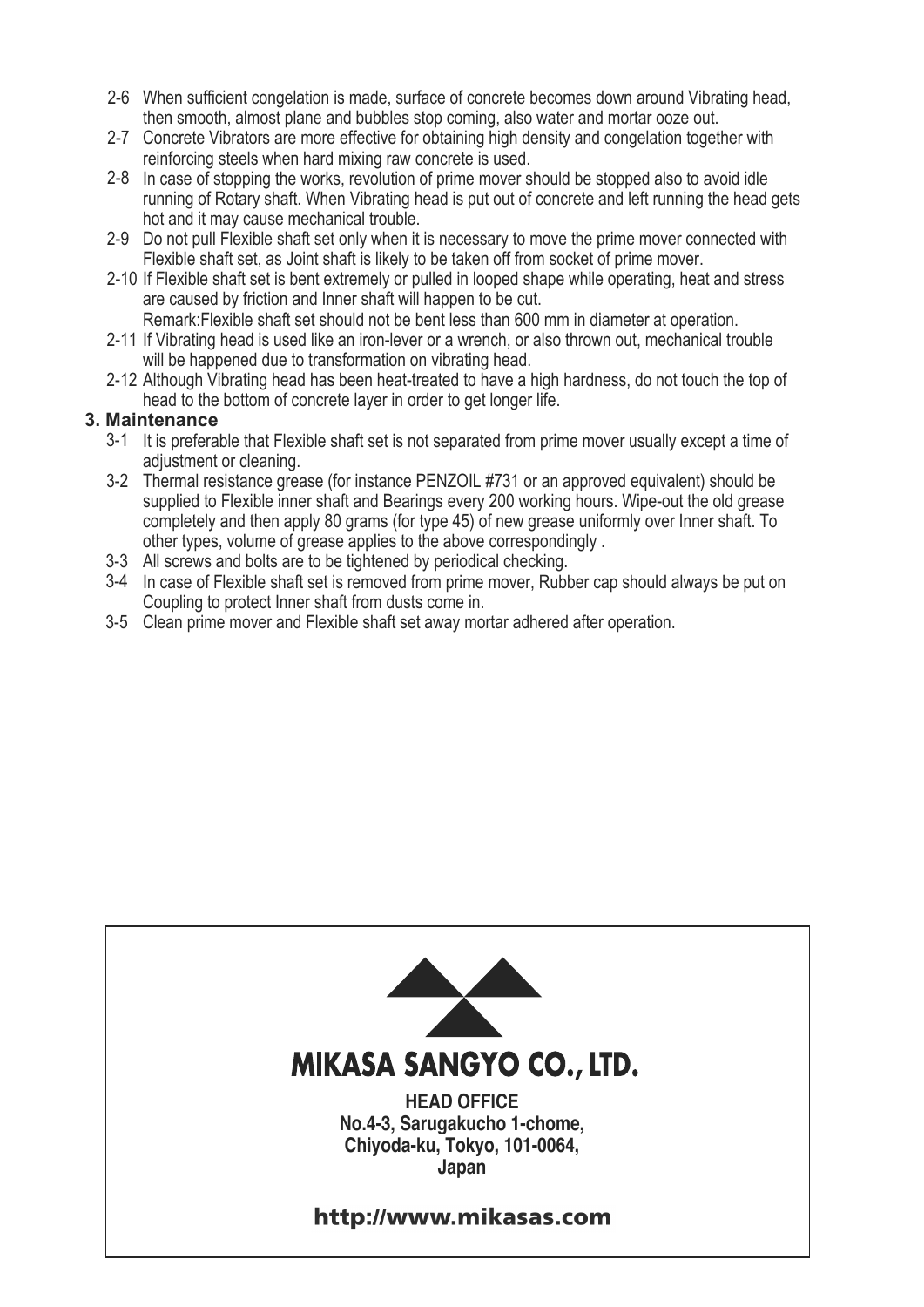2-6 When sufficient congelation is made, surface of concrete becomes down around Vibrating head, then smooth, almost plane and bubbles stop coming, also water and mortar ooze out.

2-7 Concrete Vibrators are more effective for obtaining high density and congelation together with reinforcing steels when hard mixing raw concrete is used.

2-8 In case of stopping the works, revolution of prime mover should be stopped also to avoid idle running of Rotary shaft. When Vibrating head is put out of concrete and left running the head gets hot and it may cause mechanical trouble.

2-9 Do not pull Flexible shaft set only when it is necessary to move the prime mover connected with Flexible shaft set, as Joint shaft is likely to be taken off from socket of prime mover.

2-10 If Flexible shaft set is bent extremely or pulled in looped shape while operating, heat and stress are caused by friction and Inner shaft will happen to be cut.
Remark:Flexible shaft set should not be bent less than 600 mm in diameter at operation.

2-11 If Vibrating head is used like an iron-lever or a wrench, or also thrown out, mechanical trouble will be happened due to transformation on vibrating head.

2-12 Although Vibrating head has been heat-treated to have a high hardness, do not touch the top of head to the bottom of concrete layer in order to get longer life.

**3. Maintenance**

3-1 It is preferable that Flexible shaft set is not separated from prime mover usually except a time of adjustment or cleaning.

3-2 Thermal resistance grease (for instance PENZOIL #731 or an approved equivalent) should be supplied to Flexible inner shaft and Bearings every 200 working hours. Wipe-out the old grease completely and then apply 80 grams (for type 45) of new grease uniformly over Inner shaft. To other types, volume of grease applies to the above correspondingly .

3-3 All screws and bolts are to be tightened by periodical checking.

3-4 In case of Flexible shaft set is removed from prime mover, Rubber cap should always be put on Coupling to protect Inner shaft from dusts come in.

3-5 Clean prime mover and Flexible shaft set away mortar adhered after operation.

**MIKASA SANGYO CO., LTD.**

**HEAD OFFICE**
**No.4-3, Sarugakucho 1-chome,**
**Chiyoda-ku, Tokyo, 101-0064,**
**Japan**

**http://www.mikasas.com**